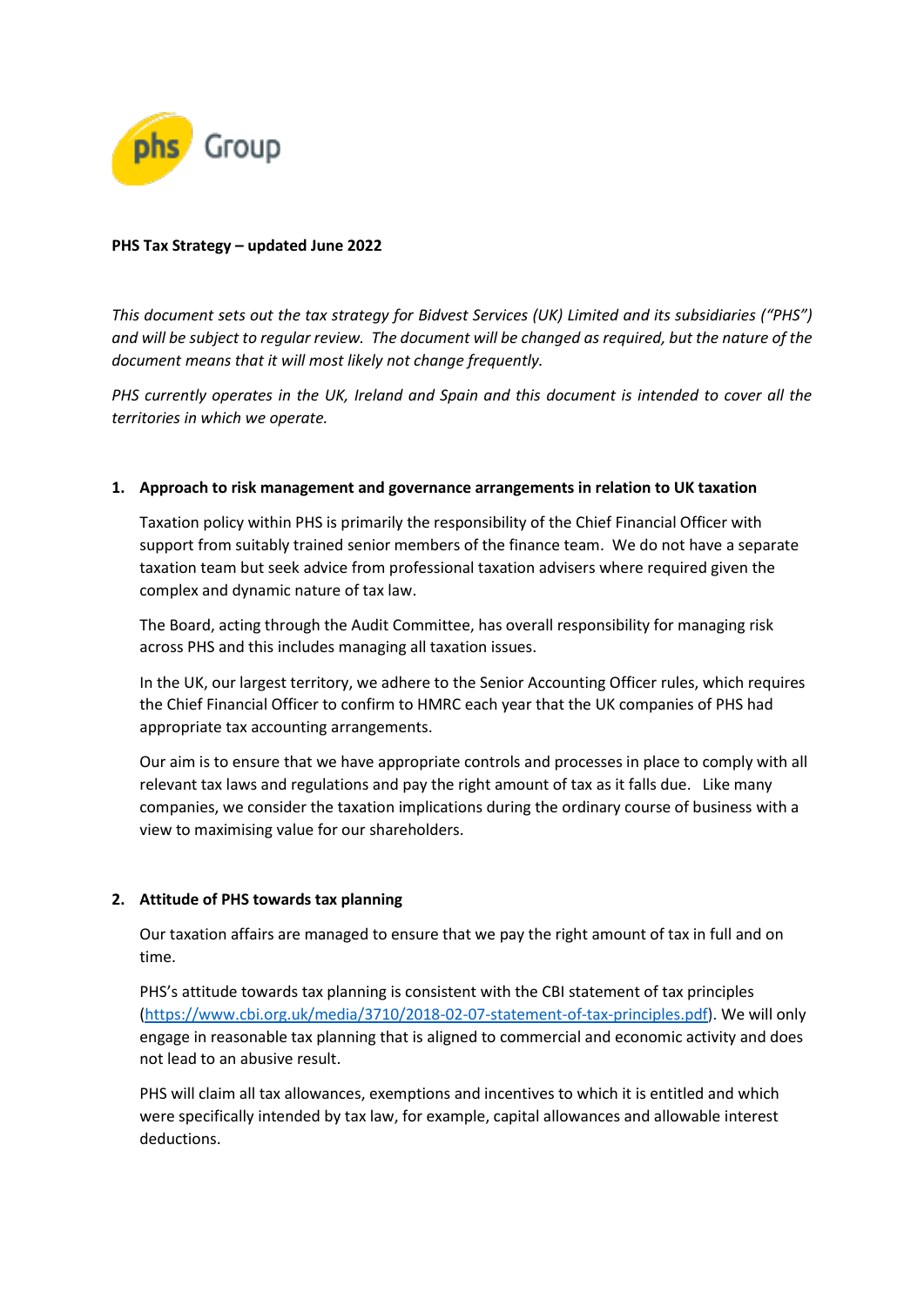**PHS Tax Strategy – updated June 2022**

*This document sets out the tax strategy for Bidvest Services (UK) Limited and its subsidiaries ("PHS") and will be subject to regular review. The document will be changed as required, but the nature of the document means that it will most likely not change frequently.*

*PHS currently operates in the UK, Ireland and Spain and this document is intended to cover all the territories in which we operate.*

## 1. Approach to risk management and governance arrangements in relation to UK taxation

Taxation policy within PHS is primarily the responsibility of the Chief Financial Officer with support from suitably trained senior members of the finance team. We do not have a separate taxation team but seek advice from professional taxation advisers where required given the complex and dynamic nature of tax law.

The Board, acting through the Audit Committee, has overall responsibility for managing risk across PHS and this includes managing all taxation issues.

In the UK, our largest territory, we adhere to the Senior Accounting Officer rules, which requires the Chief Financial Officer to confirm to HMRC each year that the UK companies of PHS had appropriate tax accounting arrangements.

Our aim is to ensure that we have appropriate controls and processes in place to comply with all relevant tax laws and regulations and pay the right amount of tax as it falls due. Like many companies, we consider the taxation implications during the ordinary course of business with a view to maximising value for our shareholders.

## 2. Attitude of PHS towards tax planning

Our taxation affairs are managed to ensure that we pay the right amount of tax in full and on time.

PHS's attitude towards tax planning is consistent with the CBI statement of tax principles (https://www.cbi.org.uk/media/3710/2018-02-07-statement-of-tax-principles.pdf). We will only engage in reasonable tax planning that is aligned to commercial and economic activity and does not lead to an abusive result.

PHS will claim all tax allowances, exemptions and incentives to which it is entitled and which were specifically intended by tax law, for example, capital allowances and allowable interest deductions.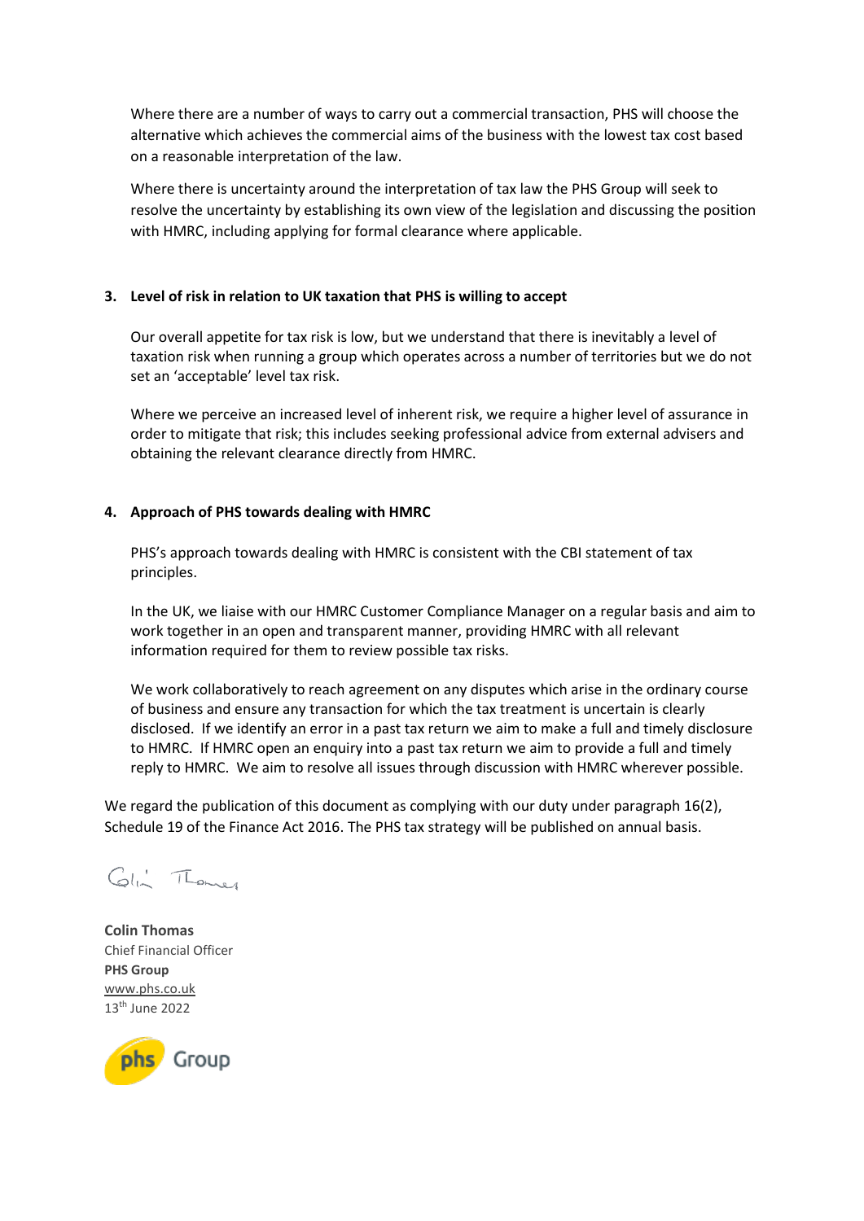Where there are a number of ways to carry out a commercial transaction, PHS will choose the alternative which achieves the commercial aims of the business with the lowest tax cost based on a reasonable interpretation of the law.

Where there is uncertainty around the interpretation of tax law the PHS Group will seek to resolve the uncertainty by establishing its own view of the legislation and discussing the position with HMRC, including applying for formal clearance where applicable.

**3. Level of risk in relation to UK taxation that PHS is willing to accept**

Our overall appetite for tax risk is low, but we understand that there is inevitably a level of taxation risk when running a group which operates across a number of territories but we do not set an 'acceptable' level tax risk.

Where we perceive an increased level of inherent risk, we require a higher level of assurance in order to mitigate that risk; this includes seeking professional advice from external advisers and obtaining the relevant clearance directly from HMRC.

**4. Approach of PHS towards dealing with HMRC**

PHS's approach towards dealing with HMRC is consistent with the CBI statement of tax principles.

In the UK, we liaise with our HMRC Customer Compliance Manager on a regular basis and aim to work together in an open and transparent manner, providing HMRC with all relevant information required for them to review possible tax risks.

We work collaboratively to reach agreement on any disputes which arise in the ordinary course of business and ensure any transaction for which the tax treatment is uncertain is clearly disclosed. If we identify an error in a past tax return we aim to make a full and timely disclosure to HMRC. If HMRC open an enquiry into a past tax return we aim to provide a full and timely reply to HMRC. We aim to resolve all issues through discussion with HMRC wherever possible.

We regard the publication of this document as complying with our duty under paragraph 16(2), Schedule 19 of the Finance Act 2016. The PHS tax strategy will be published on annual basis.

**Colin Thomas**
Chief Financial Officer
**PHS Group**
www.phs.co.uk
13th June 2022

phs Group